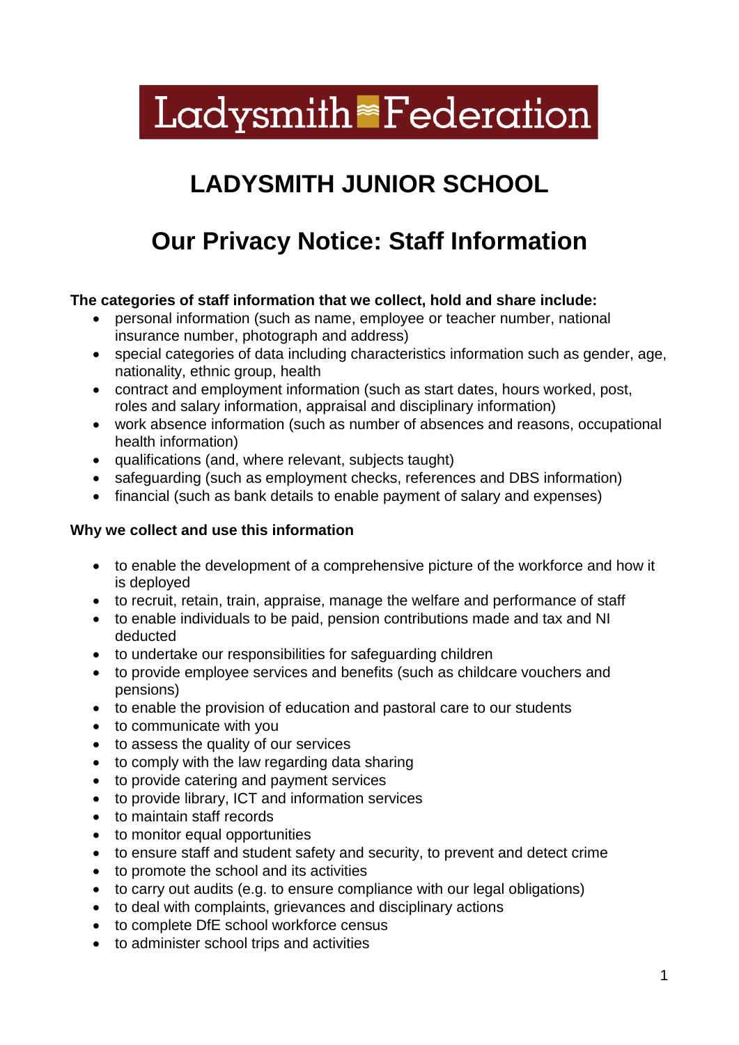Ladysmith Federation

# LADYSMITH JUNIOR SCHOOL

# Our Privacy Notice: Staff Information

**The categories of staff information that we collect, hold and share include:**

- personal information (such as name, employee or teacher number, national insurance number, photograph and address)
- special categories of data including characteristics information such as gender, age, nationality, ethnic group, health
- contract and employment information (such as start dates, hours worked, post, roles and salary information, appraisal and disciplinary information)
- work absence information (such as number of absences and reasons, occupational health information)
- qualifications (and, where relevant, subjects taught)
- safeguarding (such as employment checks, references and DBS information)
- financial (such as bank details to enable payment of salary and expenses)

**Why we collect and use this information**

- to enable the development of a comprehensive picture of the workforce and how it is deployed
- to recruit, retain, train, appraise, manage the welfare and performance of staff
- to enable individuals to be paid, pension contributions made and tax and NI deducted
- to undertake our responsibilities for safeguarding children
- to provide employee services and benefits (such as childcare vouchers and pensions)
- to enable the provision of education and pastoral care to our students
- to communicate with you
- to assess the quality of our services
- to comply with the law regarding data sharing
- to provide catering and payment services
- to provide library, ICT and information services
- to maintain staff records
- to monitor equal opportunities
- to ensure staff and student safety and security, to prevent and detect crime
- to promote the school and its activities
- to carry out audits (e.g. to ensure compliance with our legal obligations)
- to deal with complaints, grievances and disciplinary actions
- to complete DfE school workforce census
- to administer school trips and activities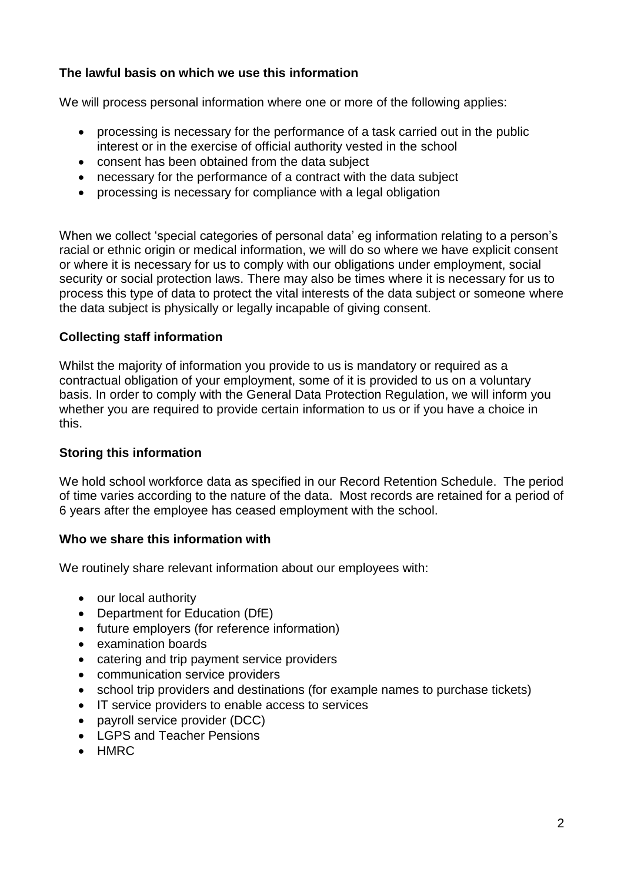**The lawful basis on which we use this information**

We will process personal information where one or more of the following applies:

- processing is necessary for the performance of a task carried out in the public interest or in the exercise of official authority vested in the school
- consent has been obtained from the data subject
- necessary for the performance of a contract with the data subject
- processing is necessary for compliance with a legal obligation

When we collect 'special categories of personal data' eg information relating to a person's racial or ethnic origin or medical information, we will do so where we have explicit consent or where it is necessary for us to comply with our obligations under employment, social security or social protection laws. There may also be times where it is necessary for us to process this type of data to protect the vital interests of the data subject or someone where the data subject is physically or legally incapable of giving consent.

**Collecting staff information**

Whilst the majority of information you provide to us is mandatory or required as a contractual obligation of your employment, some of it is provided to us on a voluntary basis. In order to comply with the General Data Protection Regulation, we will inform you whether you are required to provide certain information to us or if you have a choice in this.

**Storing this information**

We hold school workforce data as specified in our Record Retention Schedule. The period of time varies according to the nature of the data. Most records are retained for a period of 6 years after the employee has ceased employment with the school.

**Who we share this information with**

We routinely share relevant information about our employees with:

- our local authority
- Department for Education (DfE)
- future employers (for reference information)
- examination boards
- catering and trip payment service providers
- communication service providers
- school trip providers and destinations (for example names to purchase tickets)
- IT service providers to enable access to services
- payroll service provider (DCC)
- LGPS and Teacher Pensions
- HMRC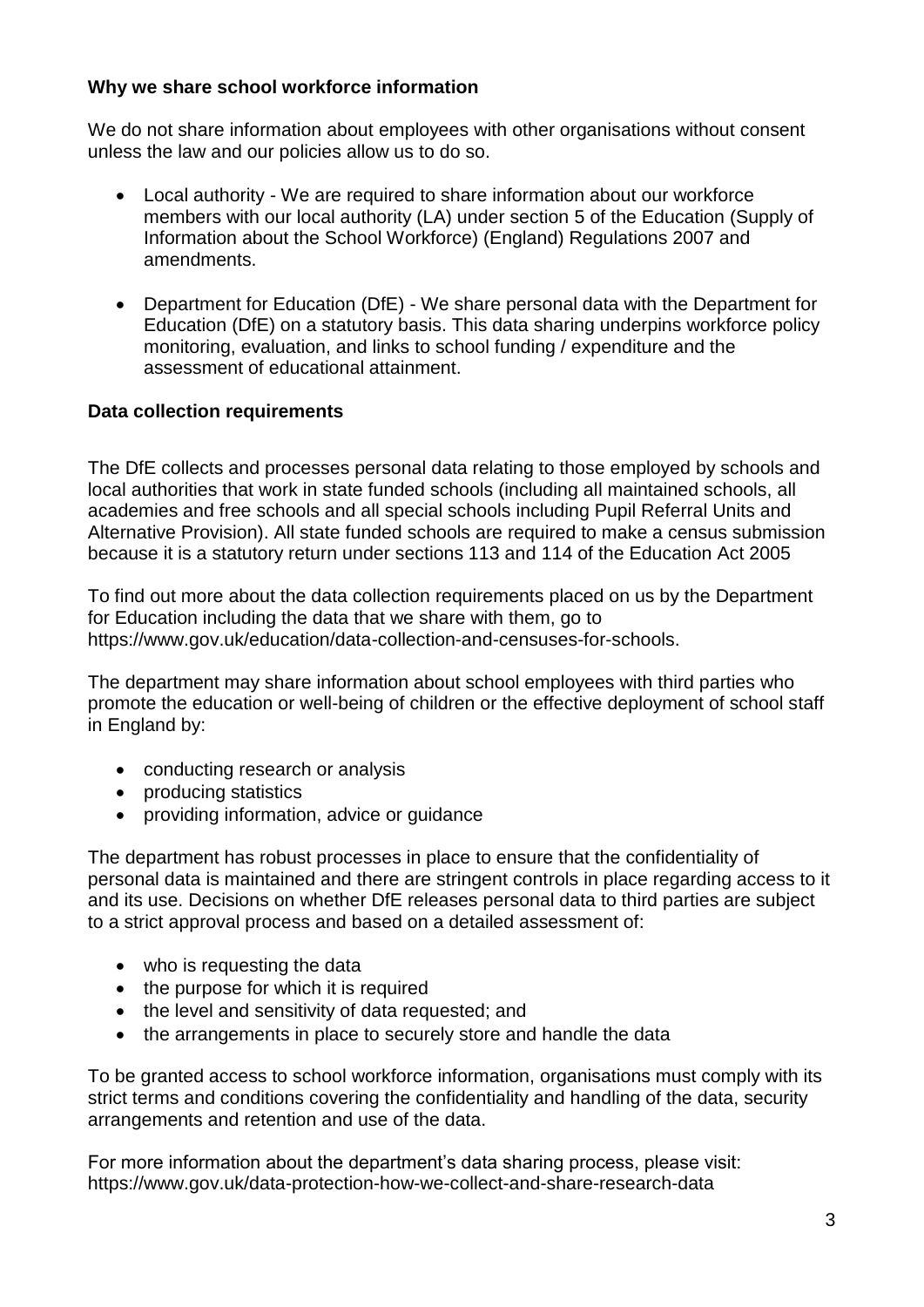**Why we share school workforce information**

We do not share information about employees with other organisations without consent unless the law and our policies allow us to do so.

- Local authority - We are required to share information about our workforce members with our local authority (LA) under section 5 of the Education (Supply of Information about the School Workforce) (England) Regulations 2007 and amendments.
- Department for Education (DfE) - We share personal data with the Department for Education (DfE) on a statutory basis. This data sharing underpins workforce policy monitoring, evaluation, and links to school funding / expenditure and the assessment of educational attainment.

**Data collection requirements**

The DfE collects and processes personal data relating to those employed by schools and local authorities that work in state funded schools (including all maintained schools, all academies and free schools and all special schools including Pupil Referral Units and Alternative Provision). All state funded schools are required to make a census submission because it is a statutory return under sections 113 and 114 of the Education Act 2005

To find out more about the data collection requirements placed on us by the Department for Education including the data that we share with them, go to https://www.gov.uk/education/data-collection-and-censuses-for-schools.

The department may share information about school employees with third parties who promote the education or well-being of children or the effective deployment of school staff in England by:

- conducting research or analysis
- producing statistics
- providing information, advice or guidance

The department has robust processes in place to ensure that the confidentiality of personal data is maintained and there are stringent controls in place regarding access to it and its use. Decisions on whether DfE releases personal data to third parties are subject to a strict approval process and based on a detailed assessment of:

- who is requesting the data
- the purpose for which it is required
- the level and sensitivity of data requested; and
- the arrangements in place to securely store and handle the data

To be granted access to school workforce information, organisations must comply with its strict terms and conditions covering the confidentiality and handling of the data, security arrangements and retention and use of the data.

For more information about the department's data sharing process, please visit: https://www.gov.uk/data-protection-how-we-collect-and-share-research-data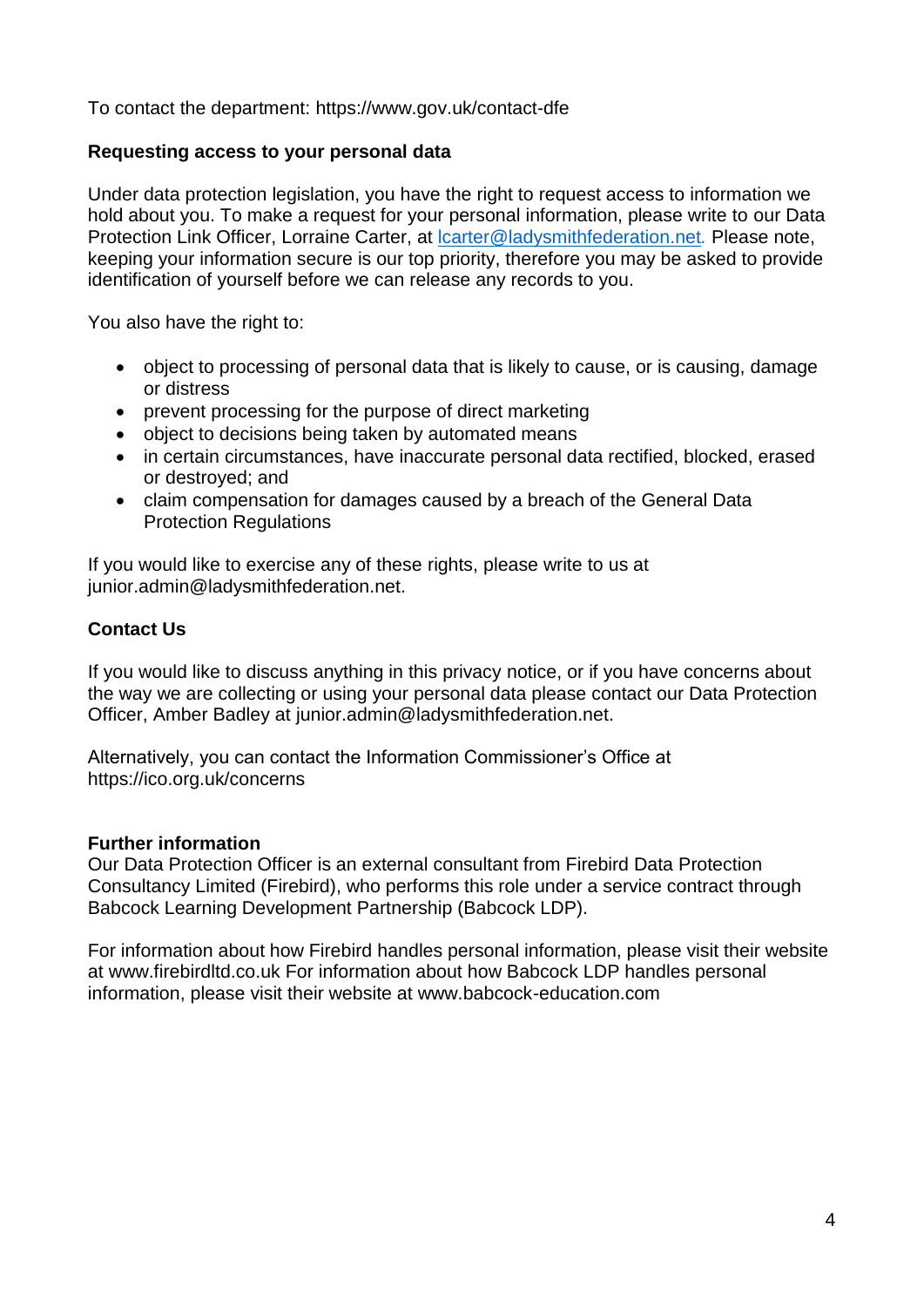To contact the department: https://www.gov.uk/contact-dfe

**Requesting access to your personal data**

Under data protection legislation, you have the right to request access to information we hold about you. To make a request for your personal information, please write to our Data Protection Link Officer, Lorraine Carter, at lcarter@ladysmithfederation.net. Please note, keeping your information secure is our top priority, therefore you may be asked to provide identification of yourself before we can release any records to you.

You also have the right to:

- object to processing of personal data that is likely to cause, or is causing, damage or distress
- prevent processing for the purpose of direct marketing
- object to decisions being taken by automated means
- in certain circumstances, have inaccurate personal data rectified, blocked, erased or destroyed; and
- claim compensation for damages caused by a breach of the General Data Protection Regulations

If you would like to exercise any of these rights, please write to us at junior.admin@ladysmithfederation.net.

**Contact Us**

If you would like to discuss anything in this privacy notice, or if you have concerns about the way we are collecting or using your personal data please contact our Data Protection Officer, Amber Badley at junior.admin@ladysmithfederation.net.

Alternatively, you can contact the Information Commissioner's Office at https://ico.org.uk/concerns

**Further information**

Our Data Protection Officer is an external consultant from Firebird Data Protection Consultancy Limited (Firebird), who performs this role under a service contract through Babcock Learning Development Partnership (Babcock LDP).

For information about how Firebird handles personal information, please visit their website at www.firebirdltd.co.uk For information about how Babcock LDP handles personal information, please visit their website at www.babcock-education.com